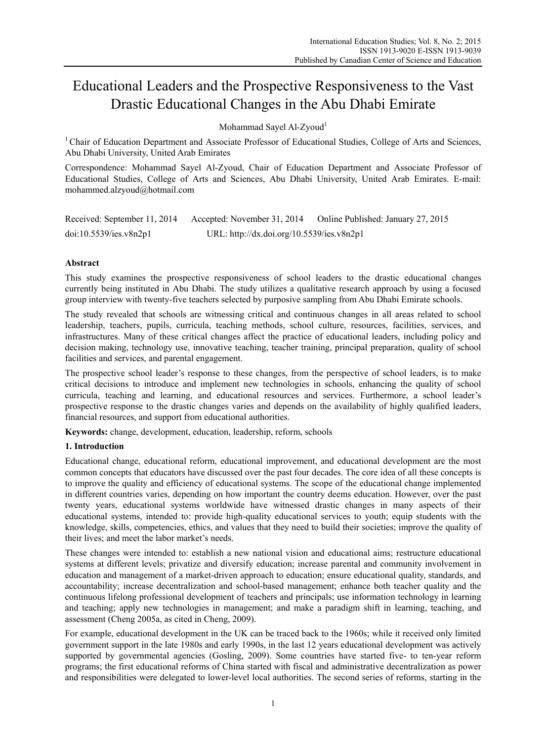# Educational Leaders and the Prospective Responsiveness to the Vast Drastic Educational Changes in the Abu Dhabi Emirate

Mohammad Sayel Al-Zyoud[1]

[1] Chair of Education Department and Associate Professor of Educational Studies, College of Arts and Sciences, Abu Dhabi University, United Arab Emirates

Correspondence: Mohammad Sayel Al-Zyoud, Chair of Education Department and Associate Professor of Educational Studies, College of Arts and Sciences, Abu Dhabi University, United Arab Emirates. E-mail: mohammed.alzyoud@hotmail.com

Received: September 11, 2014 Accepted: November 31, 2014 Online Published: January 27, 2015

doi:10.5539/ies.v8n2p1 URL: http://dx.doi.org/10.5539/ies.v8n2p1

## Abstract

This study examines the prospective responsiveness of school leaders to the drastic educational changes currently being instituted in Abu Dhabi. The study utilizes a qualitative research approach by using a focused group interview with twenty-five teachers selected by purposive sampling from Abu Dhabi Emirate schools.

The study revealed that schools are witnessing critical and continuous changes in all areas related to school leadership, teachers, pupils, curricula, teaching methods, school culture, resources, facilities, services, and infrastructures. Many of these critical changes affect the practice of educational leaders, including policy and decision making, technology use, innovative teaching, teacher training, principal preparation, quality of school facilities and services, and parental engagement.

The prospective school leader's response to these changes, from the perspective of school leaders, is to make critical decisions to introduce and implement new technologies in schools, enhancing the quality of school curricula, teaching and learning, and educational resources and services. Furthermore, a school leader's prospective response to the drastic changes varies and depends on the availability of highly qualified leaders, financial resources, and support from educational authorities.

**Keywords:** change, development, education, leadership, reform, schools

## 1. Introduction

Educational change, educational reform, educational improvement, and educational development are the most common concepts that educators have discussed over the past four decades. The core idea of all these concepts is to improve the quality and efficiency of educational systems. The scope of the educational change implemented in different countries varies, depending on how important the country deems education. However, over the past twenty years, educational systems worldwide have witnessed drastic changes in many aspects of their educational systems, intended to: provide high-quality educational services to youth; equip students with the knowledge, skills, competencies, ethics, and values that they need to build their societies; improve the quality of their lives; and meet the labor market's needs.

These changes were intended to: establish a new national vision and educational aims; restructure educational systems at different levels; privatize and diversify education; increase parental and community involvement in education and management of a market-driven approach to education; ensure educational quality, standards, and accountability; increase decentralization and school-based management; enhance both teacher quality and the continuous lifelong professional development of teachers and principals; use information technology in learning and teaching; apply new technologies in management; and make a paradigm shift in learning, teaching, and assessment (Cheng 2005a, as cited in Cheng, 2009).

For example, educational development in the UK can be traced back to the 1960s; while it received only limited government support in the late 1980s and early 1990s, in the last 12 years educational development was actively supported by governmental agencies (Gosling, 2009). Some countries have started five- to ten-year reform programs; the first educational reforms of China started with fiscal and administrative decentralization as power and responsibilities were delegated to lower-level local authorities. The second series of reforms, starting in the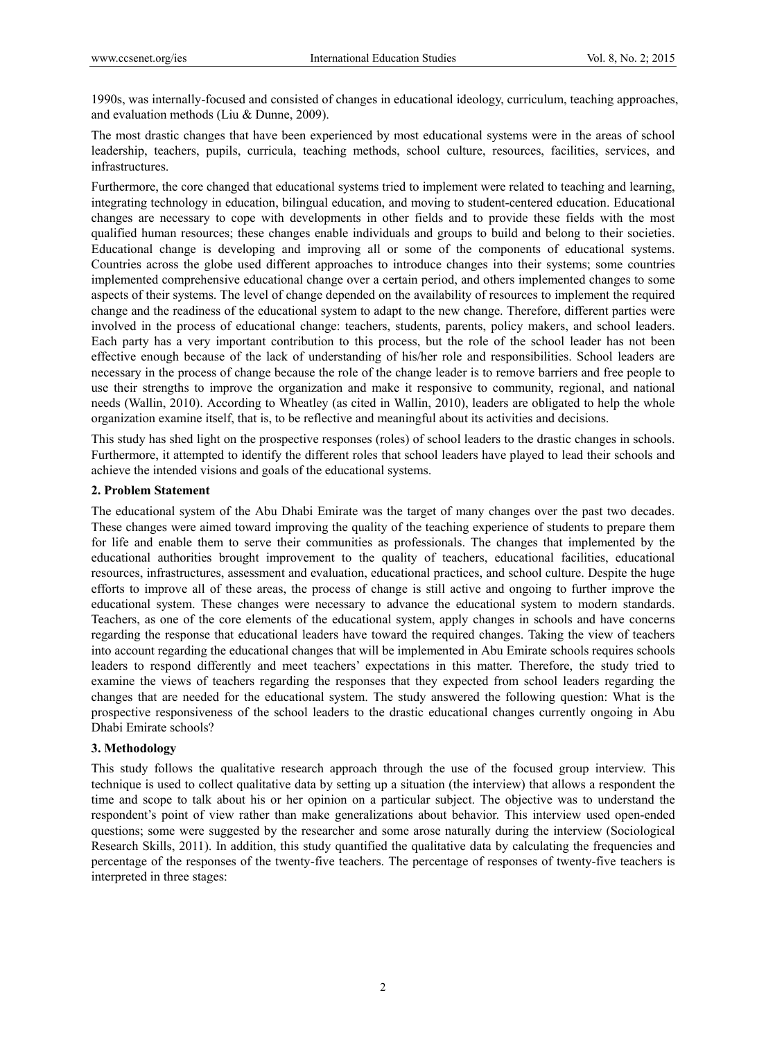1990s, was internally-focused and consisted of changes in educational ideology, curriculum, teaching approaches, and evaluation methods (Liu & Dunne, 2009).

The most drastic changes that have been experienced by most educational systems were in the areas of school leadership, teachers, pupils, curricula, teaching methods, school culture, resources, facilities, services, and infrastructures.

Furthermore, the core changed that educational systems tried to implement were related to teaching and learning, integrating technology in education, bilingual education, and moving to student-centered education. Educational changes are necessary to cope with developments in other fields and to provide these fields with the most qualified human resources; these changes enable individuals and groups to build and belong to their societies. Educational change is developing and improving all or some of the components of educational systems. Countries across the globe used different approaches to introduce changes into their systems; some countries implemented comprehensive educational change over a certain period, and others implemented changes to some aspects of their systems. The level of change depended on the availability of resources to implement the required change and the readiness of the educational system to adapt to the new change. Therefore, different parties were involved in the process of educational change: teachers, students, parents, policy makers, and school leaders. Each party has a very important contribution to this process, but the role of the school leader has not been effective enough because of the lack of understanding of his/her role and responsibilities. School leaders are necessary in the process of change because the role of the change leader is to remove barriers and free people to use their strengths to improve the organization and make it responsive to community, regional, and national needs (Wallin, 2010). According to Wheatley (as cited in Wallin, 2010), leaders are obligated to help the whole organization examine itself, that is, to be reflective and meaningful about its activities and decisions.

This study has shed light on the prospective responses (roles) of school leaders to the drastic changes in schools. Furthermore, it attempted to identify the different roles that school leaders have played to lead their schools and achieve the intended visions and goals of the educational systems.

## 2. Problem Statement

The educational system of the Abu Dhabi Emirate was the target of many changes over the past two decades. These changes were aimed toward improving the quality of the teaching experience of students to prepare them for life and enable them to serve their communities as professionals. The changes that implemented by the educational authorities brought improvement to the quality of teachers, educational facilities, educational resources, infrastructures, assessment and evaluation, educational practices, and school culture. Despite the huge efforts to improve all of these areas, the process of change is still active and ongoing to further improve the educational system. These changes were necessary to advance the educational system to modern standards. Teachers, as one of the core elements of the educational system, apply changes in schools and have concerns regarding the response that educational leaders have toward the required changes. Taking the view of teachers into account regarding the educational changes that will be implemented in Abu Emirate schools requires schools leaders to respond differently and meet teachers' expectations in this matter. Therefore, the study tried to examine the views of teachers regarding the responses that they expected from school leaders regarding the changes that are needed for the educational system. The study answered the following question: What is the prospective responsiveness of the school leaders to the drastic educational changes currently ongoing in Abu Dhabi Emirate schools?

## 3. Methodology

This study follows the qualitative research approach through the use of the focused group interview. This technique is used to collect qualitative data by setting up a situation (the interview) that allows a respondent the time and scope to talk about his or her opinion on a particular subject. The objective was to understand the respondent's point of view rather than make generalizations about behavior. This interview used open-ended questions; some were suggested by the researcher and some arose naturally during the interview (Sociological Research Skills, 2011). In addition, this study quantified the qualitative data by calculating the frequencies and percentage of the responses of the twenty-five teachers. The percentage of responses of twenty-five teachers is interpreted in three stages: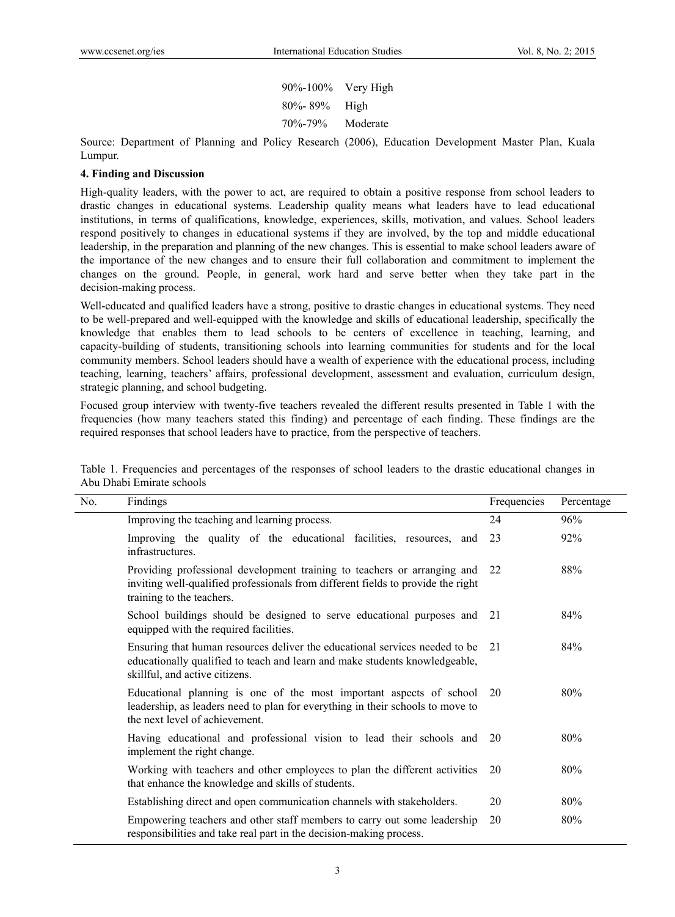90%-100% Very High

80%- 89% High

70%-79% Moderate

Source: Department of Planning and Policy Research (2006), Education Development Master Plan, Kuala Lumpur.

## 4. Finding and Discussion

High-quality leaders, with the power to act, are required to obtain a positive response from school leaders to drastic changes in educational systems. Leadership quality means what leaders have to lead educational institutions, in terms of qualifications, knowledge, experiences, skills, motivation, and values. School leaders respond positively to changes in educational systems if they are involved, by the top and middle educational leadership, in the preparation and planning of the new changes. This is essential to make school leaders aware of the importance of the new changes and to ensure their full collaboration and commitment to implement the changes on the ground. People, in general, work hard and serve better when they take part in the decision-making process.

Well-educated and qualified leaders have a strong, positive to drastic changes in educational systems. They need to be well-prepared and well-equipped with the knowledge and skills of educational leadership, specifically the knowledge that enables them to lead schools to be centers of excellence in teaching, learning, and capacity-building of students, transitioning schools into learning communities for students and for the local community members. School leaders should have a wealth of experience with the educational process, including teaching, learning, teachers' affairs, professional development, assessment and evaluation, curriculum design, strategic planning, and school budgeting.

Focused group interview with twenty-five teachers revealed the different results presented in Table 1 with the frequencies (how many teachers stated this finding) and percentage of each finding. These findings are the required responses that school leaders have to practice, from the perspective of teachers.

Table 1. Frequencies and percentages of the responses of school leaders to the drastic educational changes in Abu Dhabi Emirate schools

| No. | Findings | Frequencies | Percentage |
|---|---|---|---|
| | Improving the teaching and learning process. | 24 | 96% |
| | Improving the quality of the educational facilities, resources, and infrastructures. | 23 | 92% |
| | Providing professional development training to teachers or arranging and inviting well-qualified professionals from different fields to provide the right training to the teachers. | 22 | 88% |
| | School buildings should be designed to serve educational purposes and equipped with the required facilities. | 21 | 84% |
| | Ensuring that human resources deliver the educational services needed to be educationally qualified to teach and learn and make students knowledgeable, skillful, and active citizens. | 21 | 84% |
| | Educational planning is one of the most important aspects of school leadership, as leaders need to plan for everything in their schools to move to the next level of achievement. | 20 | 80% |
| | Having educational and professional vision to lead their schools and implement the right change. | 20 | 80% |
| | Working with teachers and other employees to plan the different activities that enhance the knowledge and skills of students. | 20 | 80% |
| | Establishing direct and open communication channels with stakeholders. | 20 | 80% |
| | Empowering teachers and other staff members to carry out some leadership responsibilities and take real part in the decision-making process. | 20 | 80% |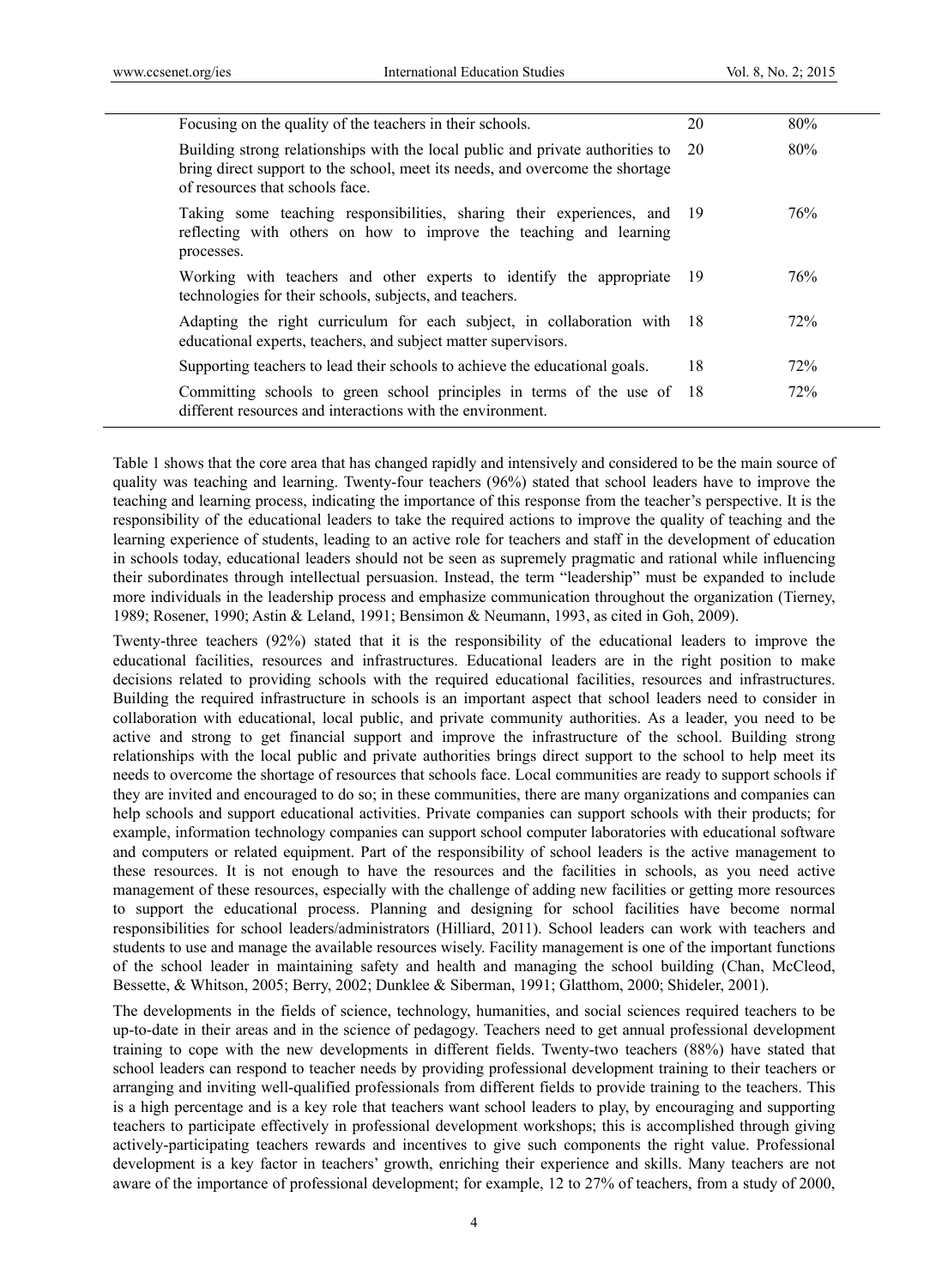| | | |
|---|---|---|
| Focusing on the quality of the teachers in their schools. | 20 | 80% |
| Building strong relationships with the local public and private authorities to bring direct support to the school, meet its needs, and overcome the shortage of resources that schools face. | 20 | 80% |
| Taking some teaching responsibilities, sharing their experiences, and reflecting with others on how to improve the teaching and learning processes. | 19 | 76% |
| Working with teachers and other experts to identify the appropriate technologies for their schools, subjects, and teachers. | 19 | 76% |
| Adapting the right curriculum for each subject, in collaboration with educational experts, teachers, and subject matter supervisors. | 18 | 72% |
| Supporting teachers to lead their schools to achieve the educational goals. | 18 | 72% |
| Committing schools to green school principles in terms of the use of different resources and interactions with the environment. | 18 | 72% |

Table 1 shows that the core area that has changed rapidly and intensively and considered to be the main source of quality was teaching and learning. Twenty-four teachers (96%) stated that school leaders have to improve the teaching and learning process, indicating the importance of this response from the teacher's perspective. It is the responsibility of the educational leaders to take the required actions to improve the quality of teaching and the learning experience of students, leading to an active role for teachers and staff in the development of education in schools today, educational leaders should not be seen as supremely pragmatic and rational while influencing their subordinates through intellectual persuasion. Instead, the term "leadership" must be expanded to include more individuals in the leadership process and emphasize communication throughout the organization (Tierney, 1989; Rosener, 1990; Astin & Leland, 1991; Bensimon & Neumann, 1993, as cited in Goh, 2009).

Twenty-three teachers (92%) stated that it is the responsibility of the educational leaders to improve the educational facilities, resources and infrastructures. Educational leaders are in the right position to make decisions related to providing schools with the required educational facilities, resources and infrastructures. Building the required infrastructure in schools is an important aspect that school leaders need to consider in collaboration with educational, local public, and private community authorities. As a leader, you need to be active and strong to get financial support and improve the infrastructure of the school. Building strong relationships with the local public and private authorities brings direct support to the school to help meet its needs to overcome the shortage of resources that schools face. Local communities are ready to support schools if they are invited and encouraged to do so; in these communities, there are many organizations and companies can help schools and support educational activities. Private companies can support schools with their products; for example, information technology companies can support school computer laboratories with educational software and computers or related equipment. Part of the responsibility of school leaders is the active management to these resources. It is not enough to have the resources and the facilities in schools, as you need active management of these resources, especially with the challenge of adding new facilities or getting more resources to support the educational process. Planning and designing for school facilities have become normal responsibilities for school leaders/administrators (Hilliard, 2011). School leaders can work with teachers and students to use and manage the available resources wisely. Facility management is one of the important functions of the school leader in maintaining safety and health and managing the school building (Chan, McCleod, Bessette, & Whitson, 2005; Berry, 2002; Dunklee & Siberman, 1991; Glatthom, 2000; Shideler, 2001).

The developments in the fields of science, technology, humanities, and social sciences required teachers to be up-to-date in their areas and in the science of pedagogy. Teachers need to get annual professional development training to cope with the new developments in different fields. Twenty-two teachers (88%) have stated that school leaders can respond to teacher needs by providing professional development training to their teachers or arranging and inviting well-qualified professionals from different fields to provide training to the teachers. This is a high percentage and is a key role that teachers want school leaders to play, by encouraging and supporting teachers to participate effectively in professional development workshops; this is accomplished through giving actively-participating teachers rewards and incentives to give such components the right value. Professional development is a key factor in teachers' growth, enriching their experience and skills. Many teachers are not aware of the importance of professional development; for example, 12 to 27% of teachers, from a study of 2000,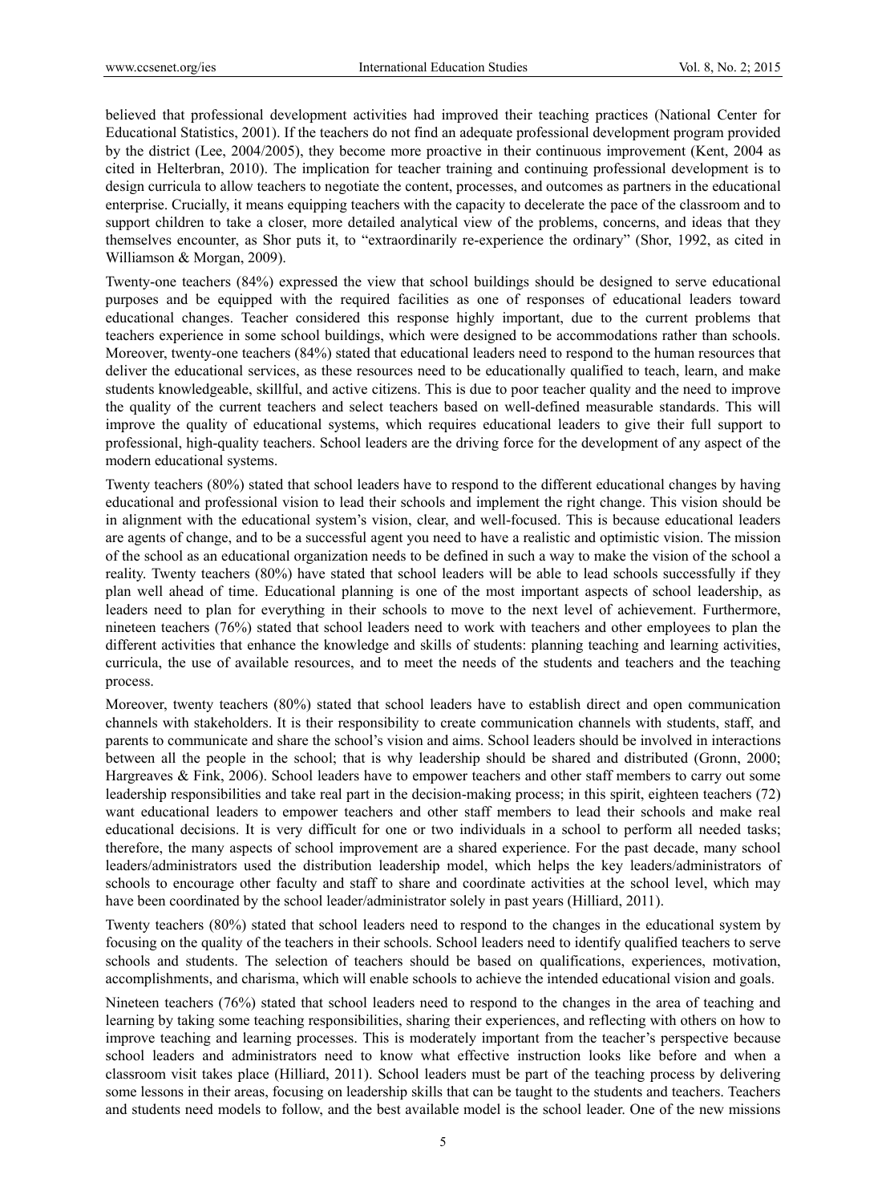believed that professional development activities had improved their teaching practices (National Center for Educational Statistics, 2001). If the teachers do not find an adequate professional development program provided by the district (Lee, 2004/2005), they become more proactive in their continuous improvement (Kent, 2004 as cited in Helterbran, 2010). The implication for teacher training and continuing professional development is to design curricula to allow teachers to negotiate the content, processes, and outcomes as partners in the educational enterprise. Crucially, it means equipping teachers with the capacity to decelerate the pace of the classroom and to support children to take a closer, more detailed analytical view of the problems, concerns, and ideas that they themselves encounter, as Shor puts it, to "extraordinarily re-experience the ordinary" (Shor, 1992, as cited in Williamson & Morgan, 2009).

Twenty-one teachers (84%) expressed the view that school buildings should be designed to serve educational purposes and be equipped with the required facilities as one of responses of educational leaders toward educational changes. Teacher considered this response highly important, due to the current problems that teachers experience in some school buildings, which were designed to be accommodations rather than schools. Moreover, twenty-one teachers (84%) stated that educational leaders need to respond to the human resources that deliver the educational services, as these resources need to be educationally qualified to teach, learn, and make students knowledgeable, skillful, and active citizens. This is due to poor teacher quality and the need to improve the quality of the current teachers and select teachers based on well-defined measurable standards. This will improve the quality of educational systems, which requires educational leaders to give their full support to professional, high-quality teachers. School leaders are the driving force for the development of any aspect of the modern educational systems.

Twenty teachers (80%) stated that school leaders have to respond to the different educational changes by having educational and professional vision to lead their schools and implement the right change. This vision should be in alignment with the educational system's vision, clear, and well-focused. This is because educational leaders are agents of change, and to be a successful agent you need to have a realistic and optimistic vision. The mission of the school as an educational organization needs to be defined in such a way to make the vision of the school a reality. Twenty teachers (80%) have stated that school leaders will be able to lead schools successfully if they plan well ahead of time. Educational planning is one of the most important aspects of school leadership, as leaders need to plan for everything in their schools to move to the next level of achievement. Furthermore, nineteen teachers (76%) stated that school leaders need to work with teachers and other employees to plan the different activities that enhance the knowledge and skills of students: planning teaching and learning activities, curricula, the use of available resources, and to meet the needs of the students and teachers and the teaching process.

Moreover, twenty teachers (80%) stated that school leaders have to establish direct and open communication channels with stakeholders. It is their responsibility to create communication channels with students, staff, and parents to communicate and share the school's vision and aims. School leaders should be involved in interactions between all the people in the school; that is why leadership should be shared and distributed (Gronn, 2000; Hargreaves & Fink, 2006). School leaders have to empower teachers and other staff members to carry out some leadership responsibilities and take real part in the decision-making process; in this spirit, eighteen teachers (72) want educational leaders to empower teachers and other staff members to lead their schools and make real educational decisions. It is very difficult for one or two individuals in a school to perform all needed tasks; therefore, the many aspects of school improvement are a shared experience. For the past decade, many school leaders/administrators used the distribution leadership model, which helps the key leaders/administrators of schools to encourage other faculty and staff to share and coordinate activities at the school level, which may have been coordinated by the school leader/administrator solely in past years (Hilliard, 2011).

Twenty teachers (80%) stated that school leaders need to respond to the changes in the educational system by focusing on the quality of the teachers in their schools. School leaders need to identify qualified teachers to serve schools and students. The selection of teachers should be based on qualifications, experiences, motivation, accomplishments, and charisma, which will enable schools to achieve the intended educational vision and goals.

Nineteen teachers (76%) stated that school leaders need to respond to the changes in the area of teaching and learning by taking some teaching responsibilities, sharing their experiences, and reflecting with others on how to improve teaching and learning processes. This is moderately important from the teacher's perspective because school leaders and administrators need to know what effective instruction looks like before and when a classroom visit takes place (Hilliard, 2011). School leaders must be part of the teaching process by delivering some lessons in their areas, focusing on leadership skills that can be taught to the students and teachers. Teachers and students need models to follow, and the best available model is the school leader. One of the new missions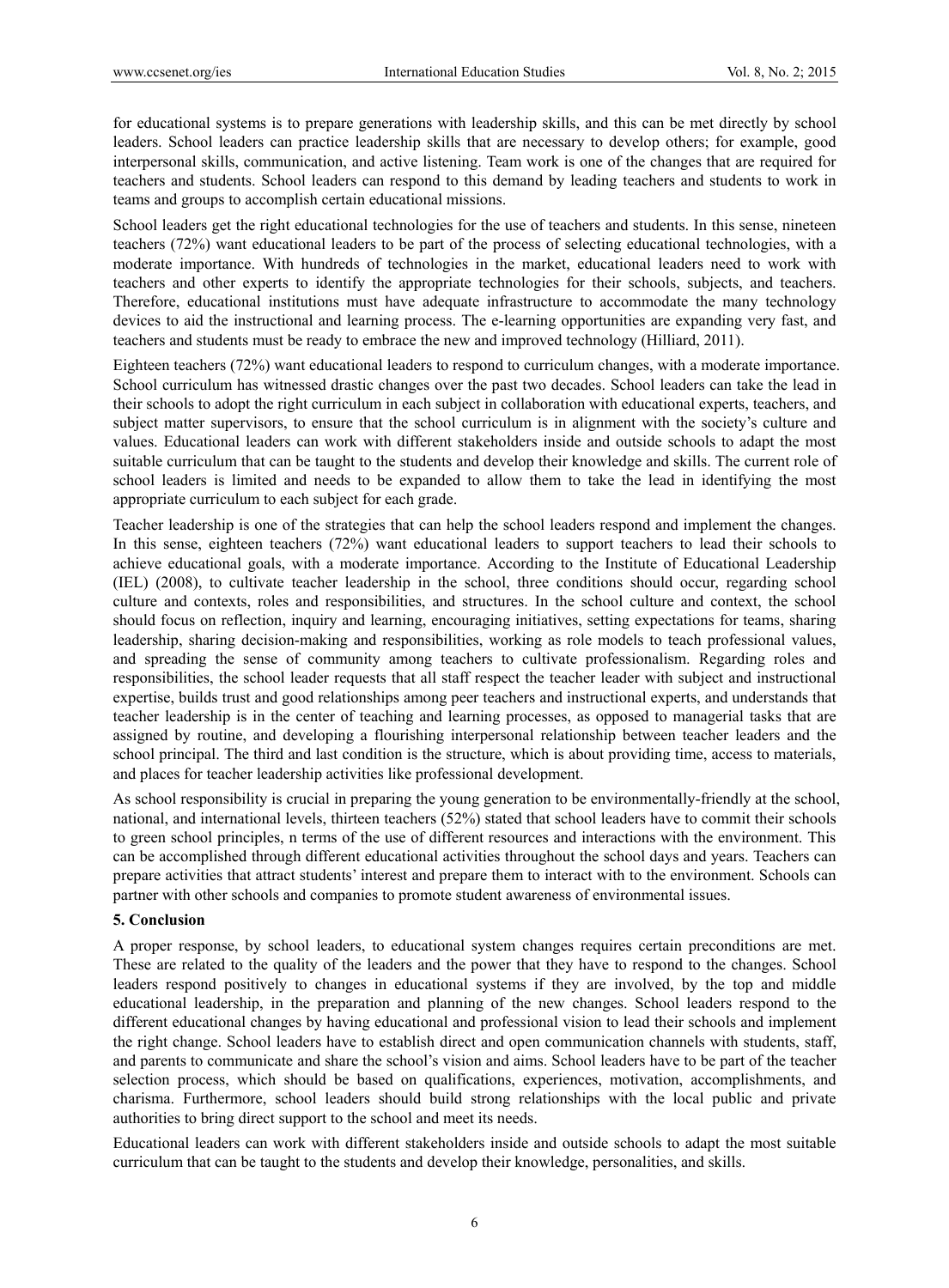for educational systems is to prepare generations with leadership skills, and this can be met directly by school leaders. School leaders can practice leadership skills that are necessary to develop others; for example, good interpersonal skills, communication, and active listening. Team work is one of the changes that are required for teachers and students. School leaders can respond to this demand by leading teachers and students to work in teams and groups to accomplish certain educational missions.

School leaders get the right educational technologies for the use of teachers and students. In this sense, nineteen teachers (72%) want educational leaders to be part of the process of selecting educational technologies, with a moderate importance. With hundreds of technologies in the market, educational leaders need to work with teachers and other experts to identify the appropriate technologies for their schools, subjects, and teachers. Therefore, educational institutions must have adequate infrastructure to accommodate the many technology devices to aid the instructional and learning process. The e-learning opportunities are expanding very fast, and teachers and students must be ready to embrace the new and improved technology (Hilliard, 2011).

Eighteen teachers (72%) want educational leaders to respond to curriculum changes, with a moderate importance. School curriculum has witnessed drastic changes over the past two decades. School leaders can take the lead in their schools to adopt the right curriculum in each subject in collaboration with educational experts, teachers, and subject matter supervisors, to ensure that the school curriculum is in alignment with the society's culture and values. Educational leaders can work with different stakeholders inside and outside schools to adapt the most suitable curriculum that can be taught to the students and develop their knowledge and skills. The current role of school leaders is limited and needs to be expanded to allow them to take the lead in identifying the most appropriate curriculum to each subject for each grade.

Teacher leadership is one of the strategies that can help the school leaders respond and implement the changes. In this sense, eighteen teachers (72%) want educational leaders to support teachers to lead their schools to achieve educational goals, with a moderate importance. According to the Institute of Educational Leadership (IEL) (2008), to cultivate teacher leadership in the school, three conditions should occur, regarding school culture and contexts, roles and responsibilities, and structures. In the school culture and context, the school should focus on reflection, inquiry and learning, encouraging initiatives, setting expectations for teams, sharing leadership, sharing decision-making and responsibilities, working as role models to teach professional values, and spreading the sense of community among teachers to cultivate professionalism. Regarding roles and responsibilities, the school leader requests that all staff respect the teacher leader with subject and instructional expertise, builds trust and good relationships among peer teachers and instructional experts, and understands that teacher leadership is in the center of teaching and learning processes, as opposed to managerial tasks that are assigned by routine, and developing a flourishing interpersonal relationship between teacher leaders and the school principal. The third and last condition is the structure, which is about providing time, access to materials, and places for teacher leadership activities like professional development.

As school responsibility is crucial in preparing the young generation to be environmentally-friendly at the school, national, and international levels, thirteen teachers (52%) stated that school leaders have to commit their schools to green school principles, n terms of the use of different resources and interactions with the environment. This can be accomplished through different educational activities throughout the school days and years. Teachers can prepare activities that attract students' interest and prepare them to interact with to the environment. Schools can partner with other schools and companies to promote student awareness of environmental issues.

## 5. Conclusion

A proper response, by school leaders, to educational system changes requires certain preconditions are met. These are related to the quality of the leaders and the power that they have to respond to the changes. School leaders respond positively to changes in educational systems if they are involved, by the top and middle educational leadership, in the preparation and planning of the new changes. School leaders respond to the different educational changes by having educational and professional vision to lead their schools and implement the right change. School leaders have to establish direct and open communication channels with students, staff, and parents to communicate and share the school's vision and aims. School leaders have to be part of the teacher selection process, which should be based on qualifications, experiences, motivation, accomplishments, and charisma. Furthermore, school leaders should build strong relationships with the local public and private authorities to bring direct support to the school and meet its needs.

Educational leaders can work with different stakeholders inside and outside schools to adapt the most suitable curriculum that can be taught to the students and develop their knowledge, personalities, and skills.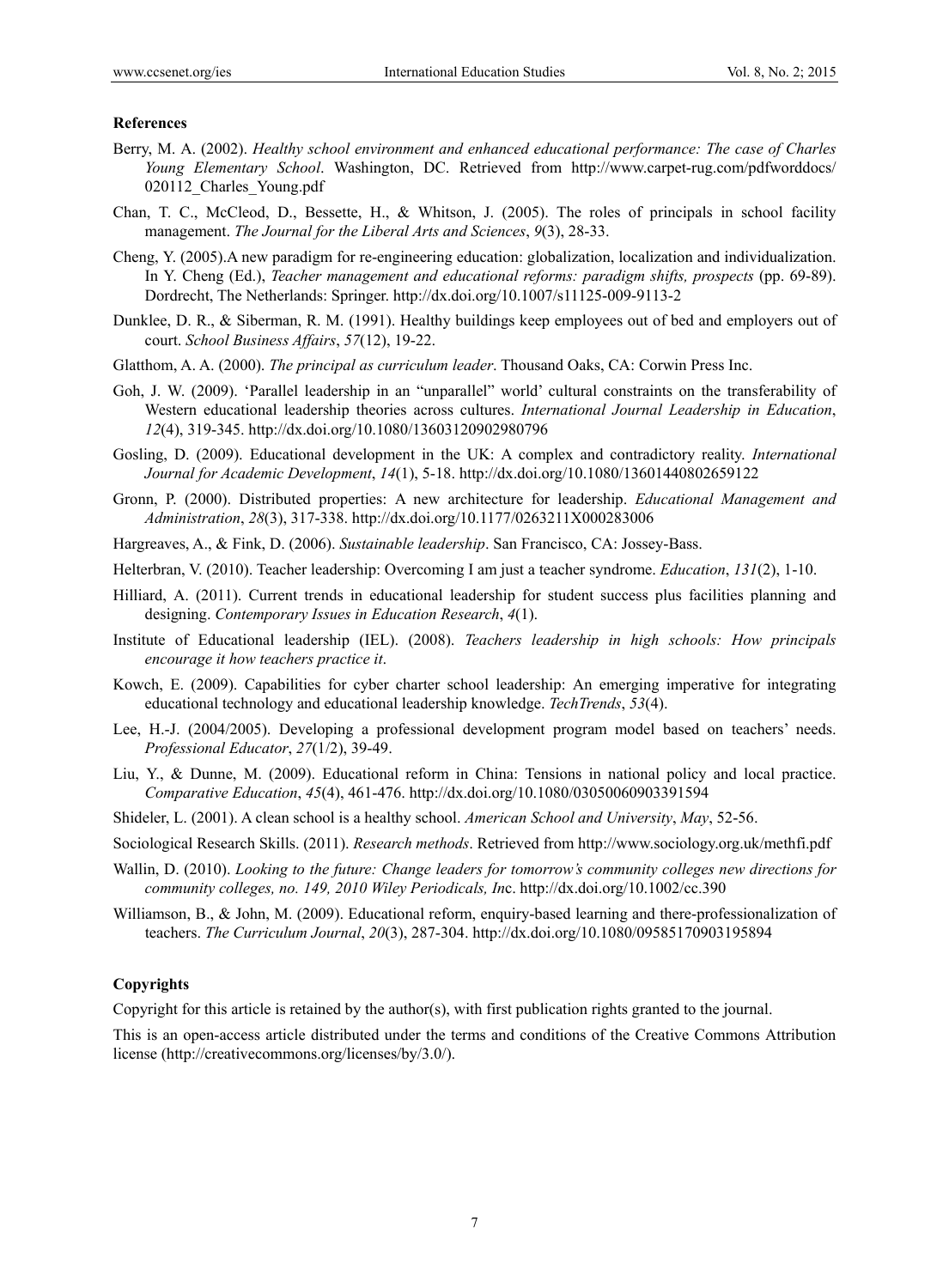**References**

Berry, M. A. (2002). *Healthy school environment and enhanced educational performance: The case of Charles Young Elementary School*. Washington, DC. Retrieved from http://www.carpet-rug.com/pdfworddocs/020112_Charles_Young.pdf

Chan, T. C., McCleod, D., Bessette, H., & Whitson, J. (2005). The roles of principals in school facility management. *The Journal for the Liberal Arts and Sciences*, *9*(3), 28-33.

Cheng, Y. (2005).A new paradigm for re-engineering education: globalization, localization and individualization. In Y. Cheng (Ed.), *Teacher management and educational reforms: paradigm shifts, prospects* (pp. 69-89). Dordrecht, The Netherlands: Springer. http://dx.doi.org/10.1007/s11125-009-9113-2

Dunklee, D. R., & Siberman, R. M. (1991). Healthy buildings keep employees out of bed and employers out of court. *School Business Affairs*, *57*(12), 19-22.

Glatthom, A. A. (2000). *The principal as curriculum leader*. Thousand Oaks, CA: Corwin Press Inc.

Goh, J. W. (2009). 'Parallel leadership in an "unparallel" world' cultural constraints on the transferability of Western educational leadership theories across cultures. *International Journal Leadership in Education*, *12*(4), 319-345. http://dx.doi.org/10.1080/13603120902980796

Gosling, D. (2009). Educational development in the UK: A complex and contradictory reality. *International Journal for Academic Development*, *14*(1), 5-18. http://dx.doi.org/10.1080/13601440802659122

Gronn, P. (2000). Distributed properties: A new architecture for leadership. *Educational Management and Administration*, *28*(3), 317-338. http://dx.doi.org/10.1177/0263211X000283006

Hargreaves, A., & Fink, D. (2006). *Sustainable leadership*. San Francisco, CA: Jossey-Bass.

Helterbran, V. (2010). Teacher leadership: Overcoming I am just a teacher syndrome. *Education*, *131*(2), 1-10.

Hilliard, A. (2011). Current trends in educational leadership for student success plus facilities planning and designing. *Contemporary Issues in Education Research*, *4*(1).

Institute of Educational leadership (IEL). (2008). *Teachers leadership in high schools: How principals encourage it how teachers practice it*.

Kowch, E. (2009). Capabilities for cyber charter school leadership: An emerging imperative for integrating educational technology and educational leadership knowledge. *TechTrends*, *53*(4).

Lee, H.-J. (2004/2005). Developing a professional development program model based on teachers' needs. *Professional Educator*, *27*(1/2), 39-49.

Liu, Y., & Dunne, M. (2009). Educational reform in China: Tensions in national policy and local practice. *Comparative Education*, *45*(4), 461-476. http://dx.doi.org/10.1080/03050060903391594

Shideler, L. (2001). A clean school is a healthy school. *American School and University*, *May*, 52-56.

Sociological Research Skills. (2011). *Research methods*. Retrieved from http://www.sociology.org.uk/methfi.pdf

Wallin, D. (2010). *Looking to the future: Change leaders for tomorrow's community colleges new directions for community colleges, no. 149, 2010 Wiley Periodicals, In*c. http://dx.doi.org/10.1002/cc.390

Williamson, B., & John, M. (2009). Educational reform, enquiry-based learning and there-professionalization of teachers. *The Curriculum Journal*, *20*(3), 287-304. http://dx.doi.org/10.1080/09585170903195894

**Copyrights**

Copyright for this article is retained by the author(s), with first publication rights granted to the journal.

This is an open-access article distributed under the terms and conditions of the Creative Commons Attribution license (http://creativecommons.org/licenses/by/3.0/).